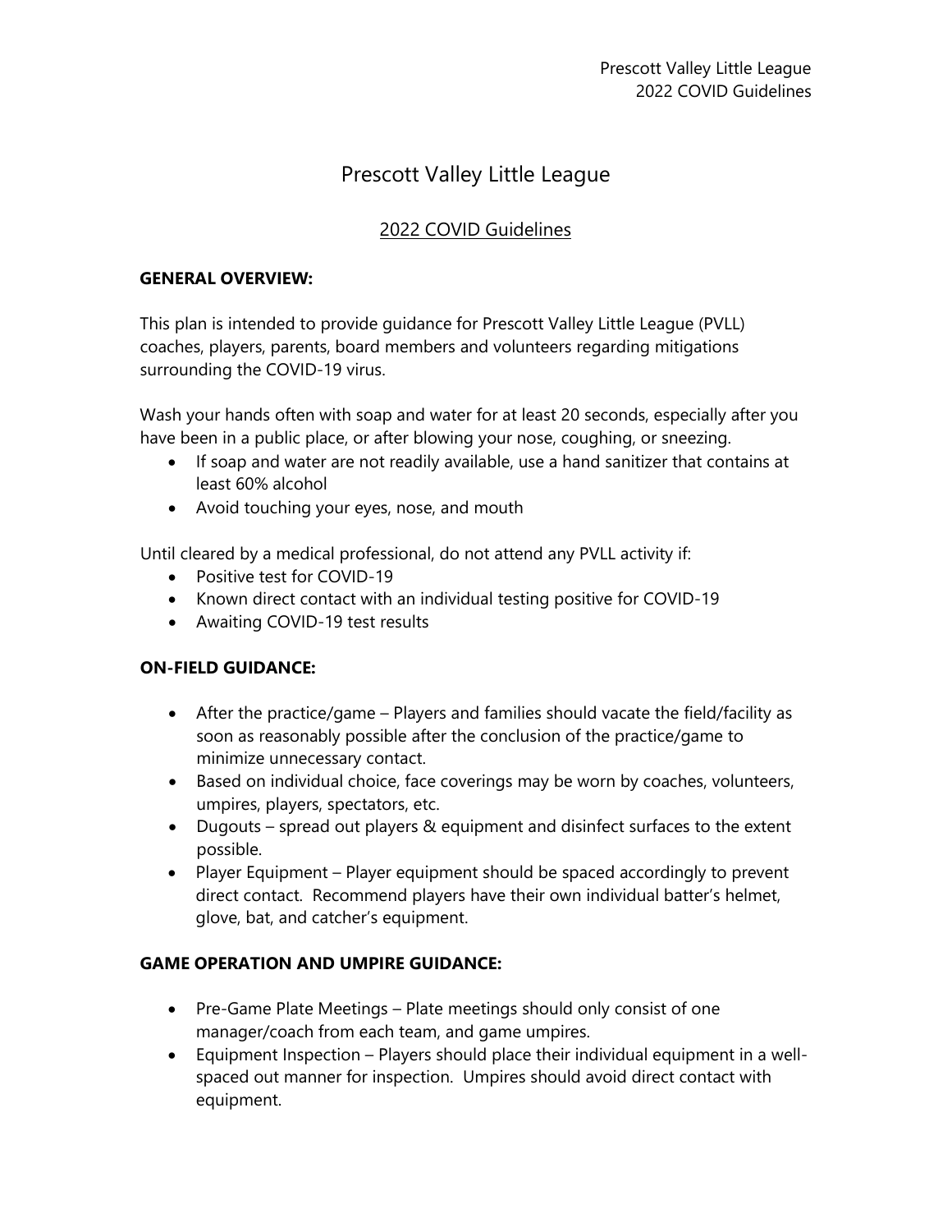# Prescott Valley Little League

## 2022 COVID Guidelines

**GENERAL OVERVIEW:**

This plan is intended to provide guidance for Prescott Valley Little League (PVLL) coaches, players, parents, board members and volunteers regarding mitigations surrounding the COVID-19 virus.

Wash your hands often with soap and water for at least 20 seconds, especially after you have been in a public place, or after blowing your nose, coughing, or sneezing.

- If soap and water are not readily available, use a hand sanitizer that contains at least 60% alcohol
- Avoid touching your eyes, nose, and mouth

Until cleared by a medical professional, do not attend any PVLL activity if:

- Positive test for COVID-19
- Known direct contact with an individual testing positive for COVID-19
- Awaiting COVID-19 test results

**ON-FIELD GUIDANCE:**

- After the practice/game – Players and families should vacate the field/facility as soon as reasonably possible after the conclusion of the practice/game to minimize unnecessary contact.
- Based on individual choice, face coverings may be worn by coaches, volunteers, umpires, players, spectators, etc.
- Dugouts – spread out players & equipment and disinfect surfaces to the extent possible.
- Player Equipment – Player equipment should be spaced accordingly to prevent direct contact. Recommend players have their own individual batter's helmet, glove, bat, and catcher's equipment.

**GAME OPERATION AND UMPIRE GUIDANCE:**

- Pre-Game Plate Meetings – Plate meetings should only consist of one manager/coach from each team, and game umpires.
- Equipment Inspection – Players should place their individual equipment in a well-spaced out manner for inspection. Umpires should avoid direct contact with equipment.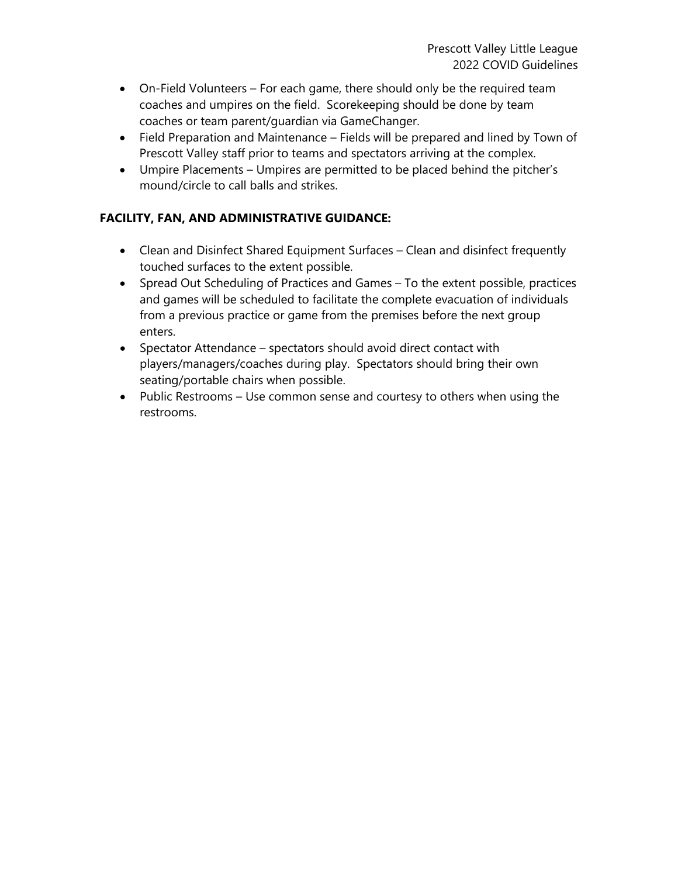- On-Field Volunteers – For each game, there should only be the required team coaches and umpires on the field. Scorekeeping should be done by team coaches or team parent/guardian via GameChanger.
- Field Preparation and Maintenance – Fields will be prepared and lined by Town of Prescott Valley staff prior to teams and spectators arriving at the complex.
- Umpire Placements – Umpires are permitted to be placed behind the pitcher's mound/circle to call balls and strikes.

**FACILITY, FAN, AND ADMINISTRATIVE GUIDANCE:**

- Clean and Disinfect Shared Equipment Surfaces – Clean and disinfect frequently touched surfaces to the extent possible.
- Spread Out Scheduling of Practices and Games – To the extent possible, practices and games will be scheduled to facilitate the complete evacuation of individuals from a previous practice or game from the premises before the next group enters.
- Spectator Attendance – spectators should avoid direct contact with players/managers/coaches during play. Spectators should bring their own seating/portable chairs when possible.
- Public Restrooms – Use common sense and courtesy to others when using the restrooms.